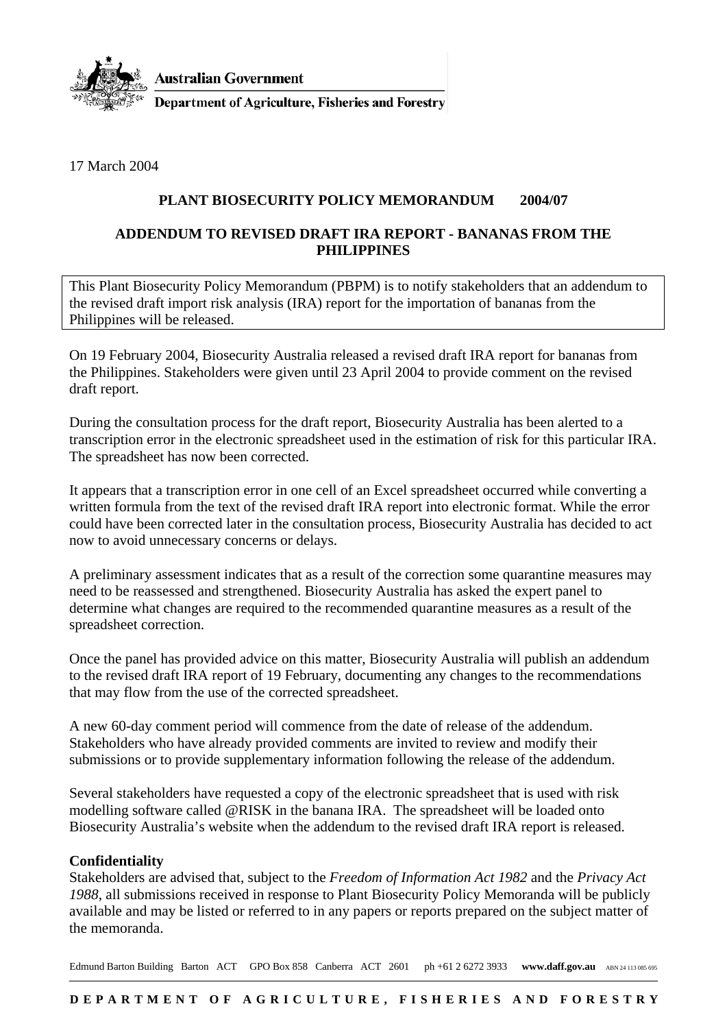**Australian Government**

**Department of Agriculture, Fisheries and Forestry**

17 March 2004

**PLANT BIOSECURITY POLICY MEMORANDUM 2004/07**

**ADDENDUM TO REVISED DRAFT IRA REPORT - BANANAS FROM THE PHILIPPINES**

This Plant Biosecurity Policy Memorandum (PBPM) is to notify stakeholders that an addendum to the revised draft import risk analysis (IRA) report for the importation of bananas from the Philippines will be released.

On 19 February 2004, Biosecurity Australia released a revised draft IRA report for bananas from the Philippines. Stakeholders were given until 23 April 2004 to provide comment on the revised draft report.

During the consultation process for the draft report, Biosecurity Australia has been alerted to a transcription error in the electronic spreadsheet used in the estimation of risk for this particular IRA. The spreadsheet has now been corrected.

It appears that a transcription error in one cell of an Excel spreadsheet occurred while converting a written formula from the text of the revised draft IRA report into electronic format. While the error could have been corrected later in the consultation process, Biosecurity Australia has decided to act now to avoid unnecessary concerns or delays.

A preliminary assessment indicates that as a result of the correction some quarantine measures may need to be reassessed and strengthened. Biosecurity Australia has asked the expert panel to determine what changes are required to the recommended quarantine measures as a result of the spreadsheet correction.

Once the panel has provided advice on this matter, Biosecurity Australia will publish an addendum to the revised draft IRA report of 19 February, documenting any changes to the recommendations that may flow from the use of the corrected spreadsheet.

A new 60-day comment period will commence from the date of release of the addendum. Stakeholders who have already provided comments are invited to review and modify their submissions or to provide supplementary information following the release of the addendum.

Several stakeholders have requested a copy of the electronic spreadsheet that is used with risk modelling software called @RISK in the banana IRA. The spreadsheet will be loaded onto Biosecurity Australia's website when the addendum to the revised draft IRA report is released.

**Confidentiality**

Stakeholders are advised that, subject to the *Freedom of Information Act 1982* and the *Privacy Act 1988*, all submissions received in response to Plant Biosecurity Policy Memoranda will be publicly available and may be listed or referred to in any papers or reports prepared on the subject matter of the memoranda.

Edmund Barton Building Barton ACT GPO Box 858 Canberra ACT 2601 ph +61 2 6272 3933 **www.daff.gov.au** ABN 24 113 085 695

**DEPARTMENT OF AGRICULTURE, FISHERIES AND FORESTRY**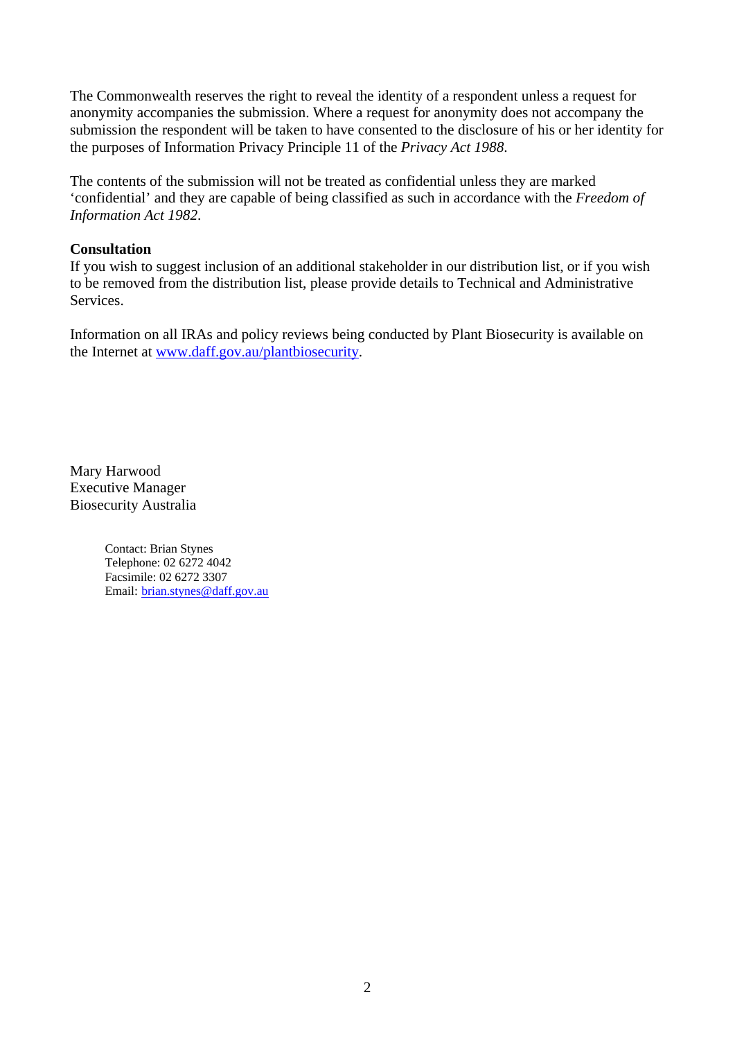The Commonwealth reserves the right to reveal the identity of a respondent unless a request for anonymity accompanies the submission. Where a request for anonymity does not accompany the submission the respondent will be taken to have consented to the disclosure of his or her identity for the purposes of Information Privacy Principle 11 of the *Privacy Act 1988*.

The contents of the submission will not be treated as confidential unless they are marked 'confidential' and they are capable of being classified as such in accordance with the *Freedom of Information Act 1982*.

**Consultation**

If you wish to suggest inclusion of an additional stakeholder in our distribution list, or if you wish to be removed from the distribution list, please provide details to Technical and Administrative Services.

Information on all IRAs and policy reviews being conducted by Plant Biosecurity is available on the Internet at [www.daff.gov.au/plantbiosecurity](www.daff.gov.au/plantbiosecurity).

Mary Harwood
Executive Manager
Biosecurity Australia

Contact: Brian Stynes
Telephone: 02 6272 4042
Facsimile: 02 6272 3307
Email: [brian.stynes@daff.gov.au](mailto:brian.stynes@daff.gov.au)